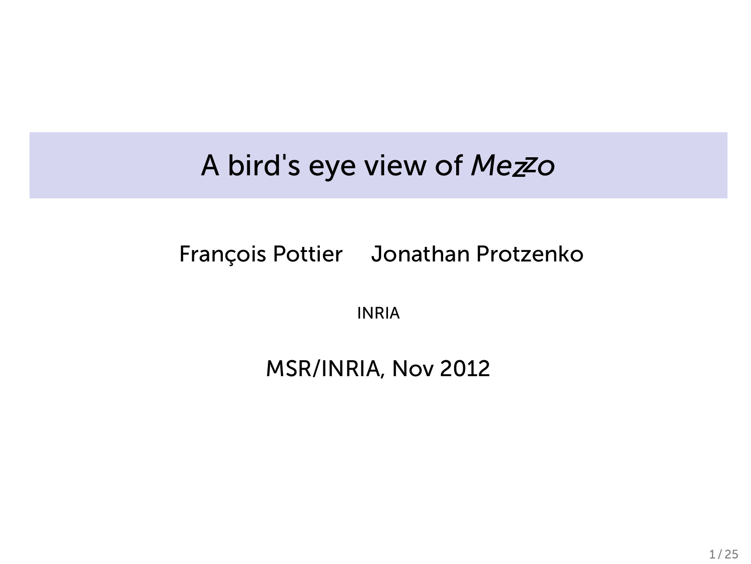# A bird's eye view of *Mezzo*

François Pottier Jonathan Protzenko

INRIA

MSR/INRIA, Nov 2012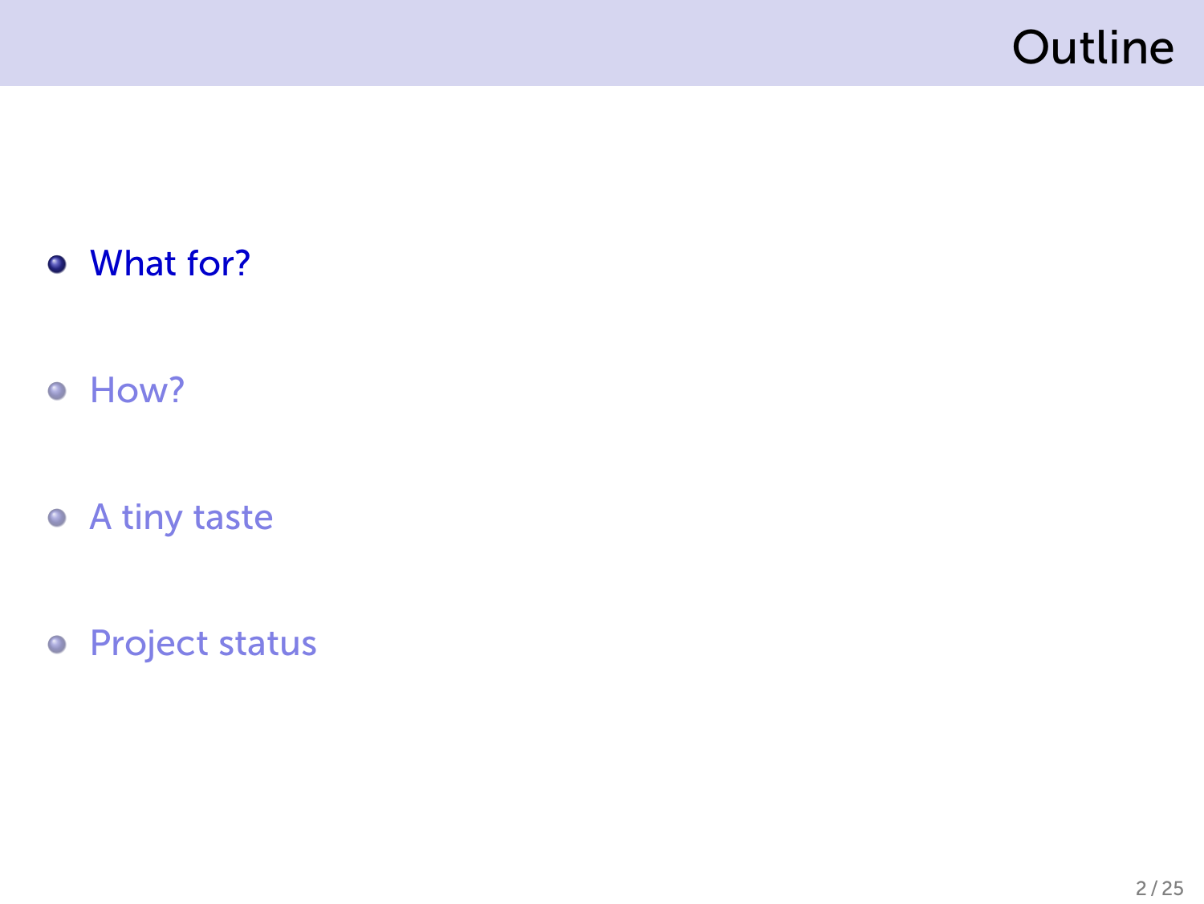# Outline

- What for?
- How?
- A tiny taste
- Project status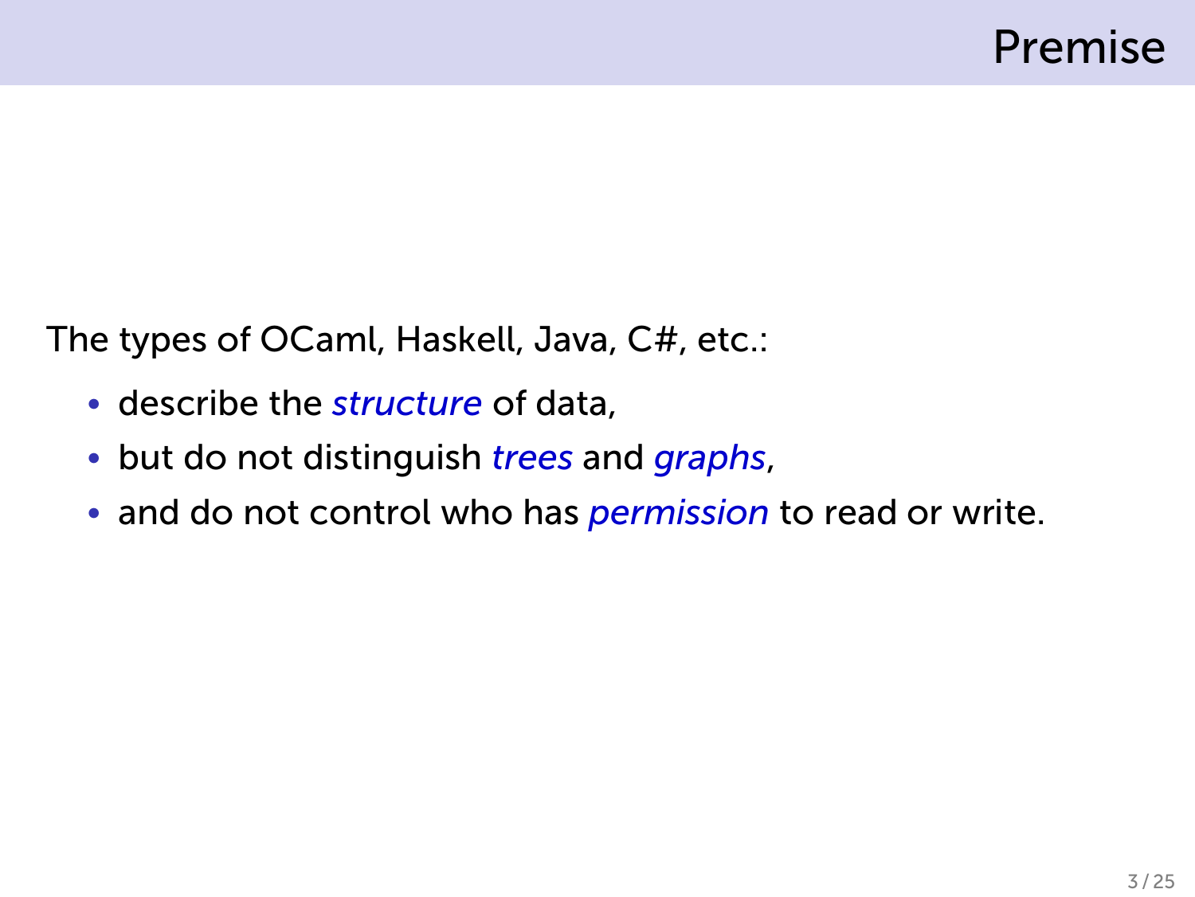## Premise

The types of OCaml, Haskell, Java, C#, etc.:

- describe the *structure* of data,
- but do not distinguish *trees* and *graphs*,
- and do not control who has *permission* to read or write.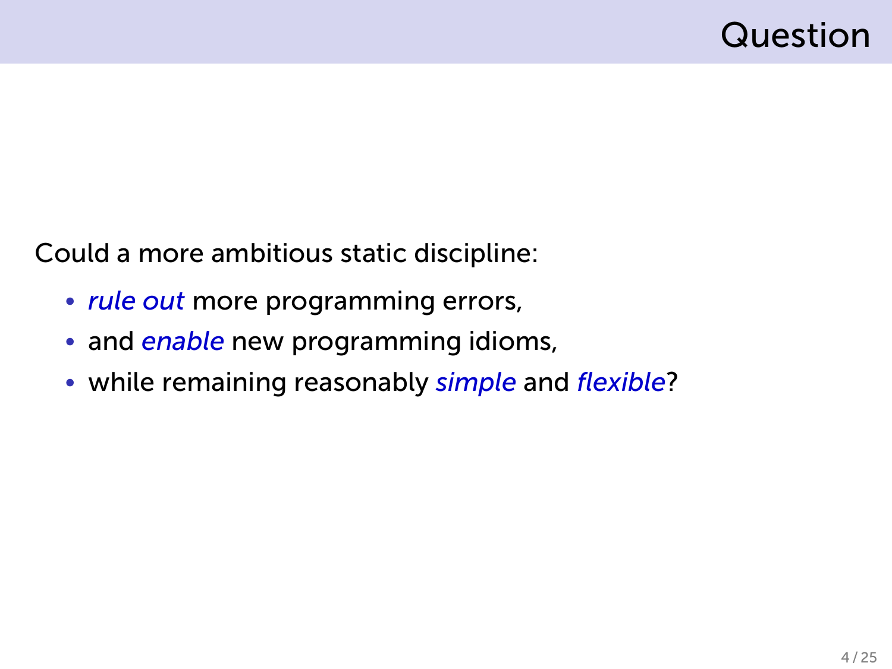# Question

Could a more ambitious static discipline:

- *rule out* more programming errors,
- and *enable* new programming idioms,
- while remaining reasonably *simple* and *flexible*?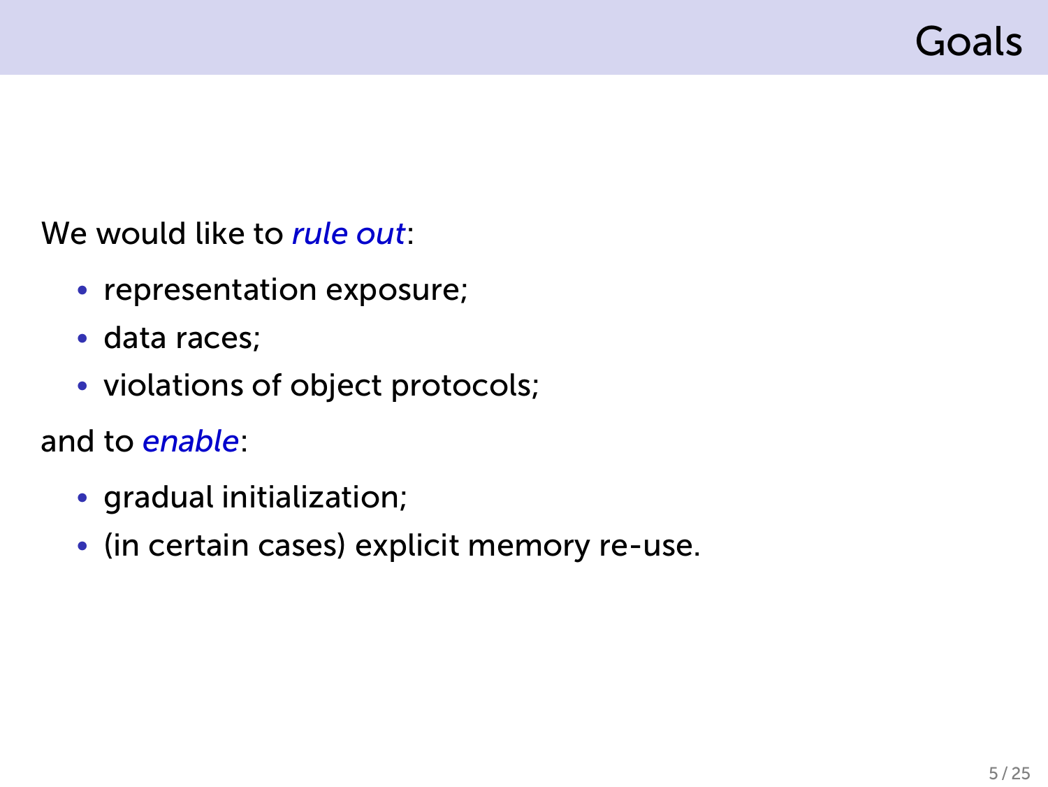# Goals

We would like to *rule out*:

- representation exposure;
- data races;
- violations of object protocols;

and to *enable*:

- gradual initialization;
- (in certain cases) explicit memory re-use.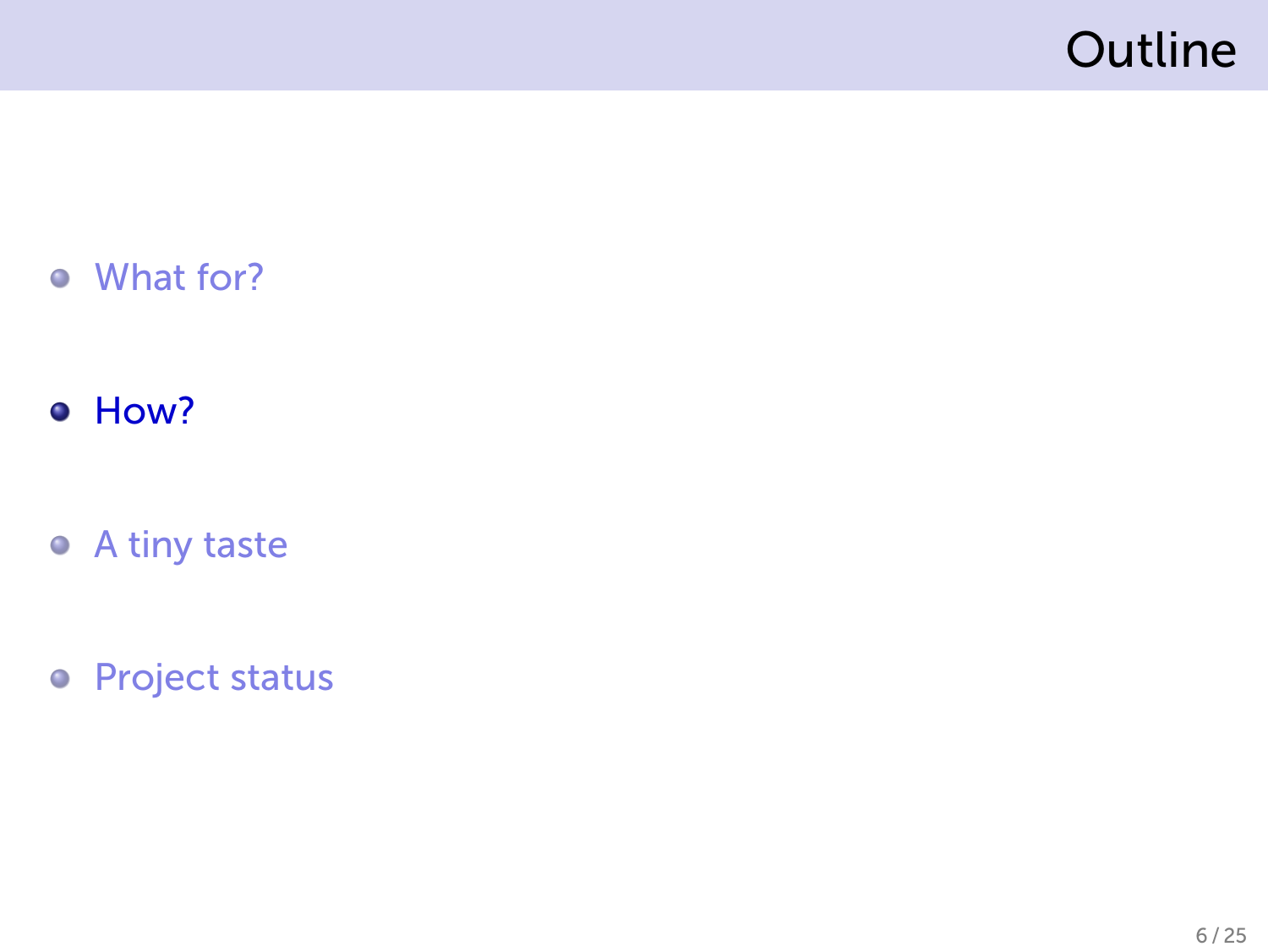# Outline

- What for?
- **How?**
- A tiny taste
- Project status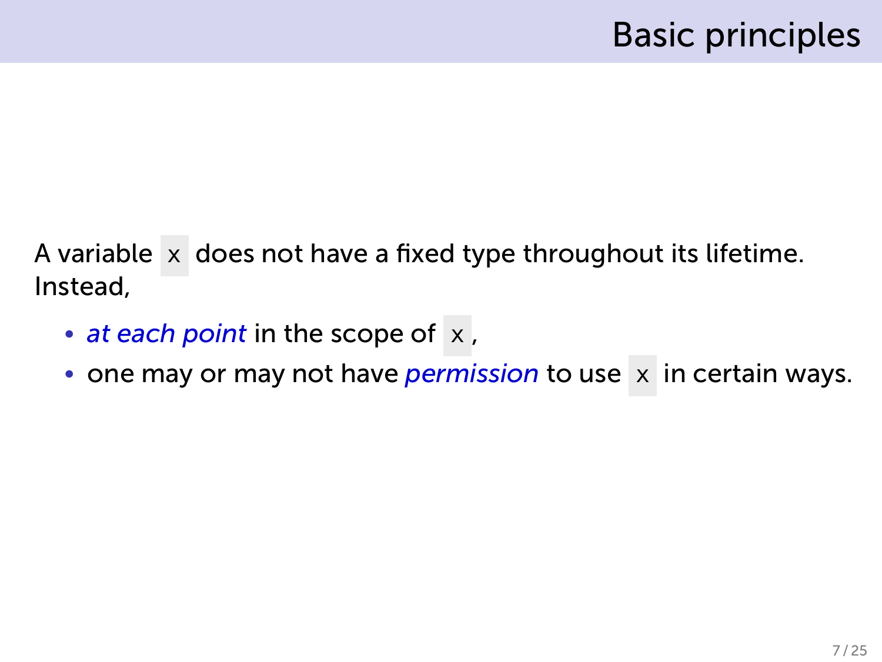# Basic principles

A variable `x` does not have a fixed type throughout its lifetime. Instead,

- *at each point* in the scope of `x`,
- one may or may not have *permission* to use `x` in certain ways.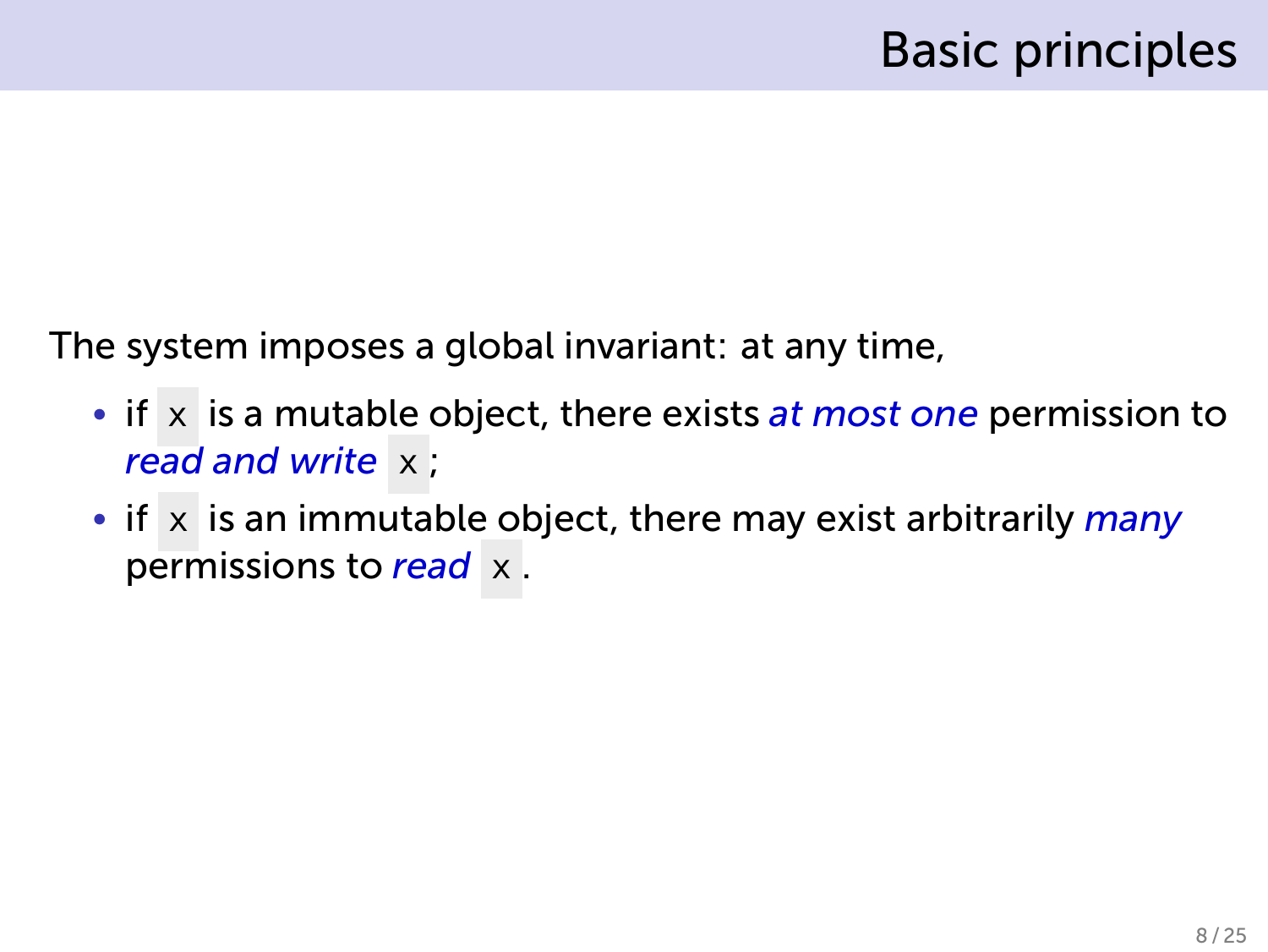# Basic principles

The system imposes a global invariant: at any time,

- if `x` is a mutable object, there exists *at most one* permission to *read and write* `x`;
- if `x` is an immutable object, there may exist arbitrarily *many* permissions to *read* `x`.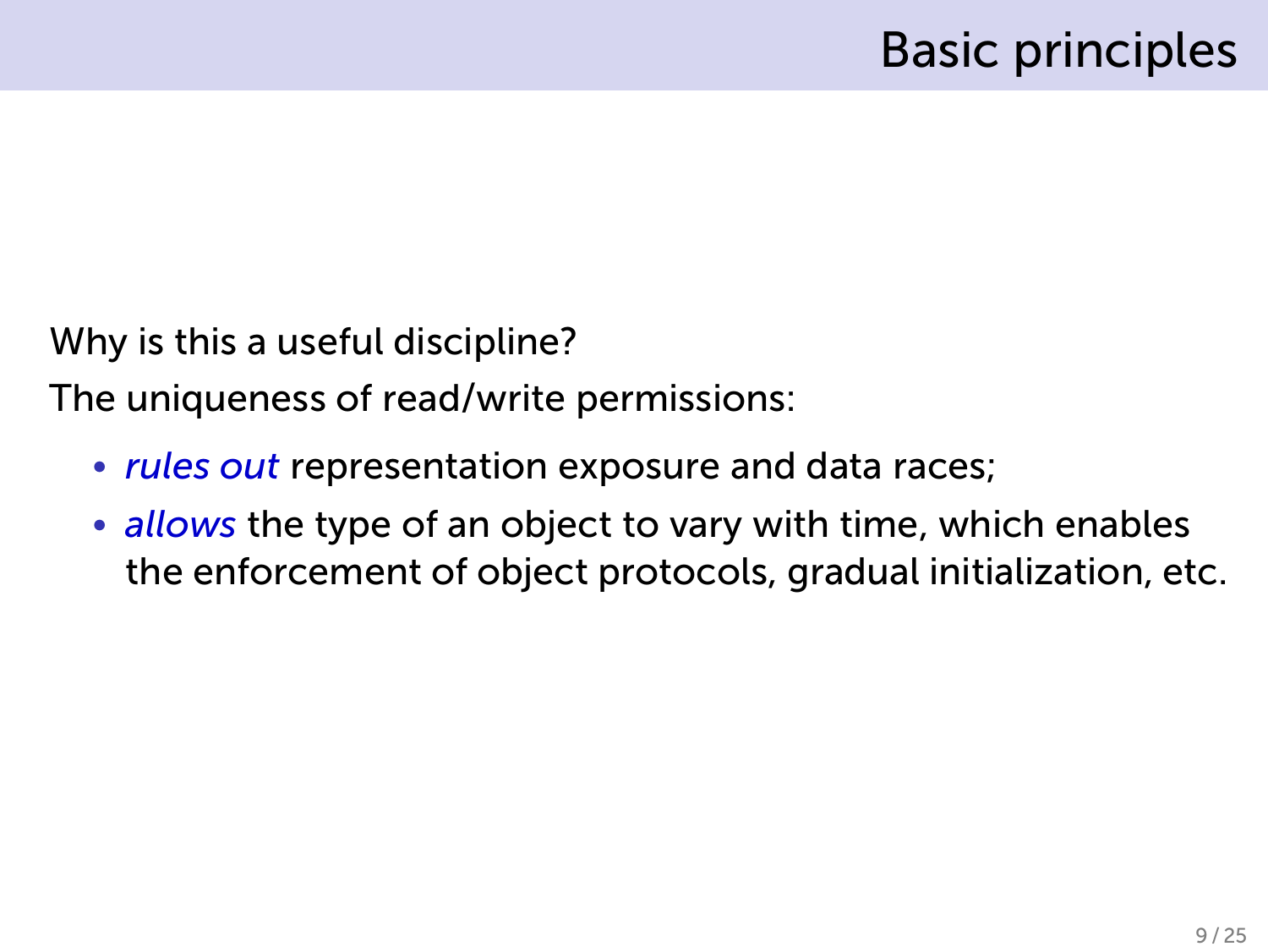# Basic principles

Why is this a useful discipline?

The uniqueness of read/write permissions:

- *rules out* representation exposure and data races;
- *allows* the type of an object to vary with time, which enables the enforcement of object protocols, gradual initialization, etc.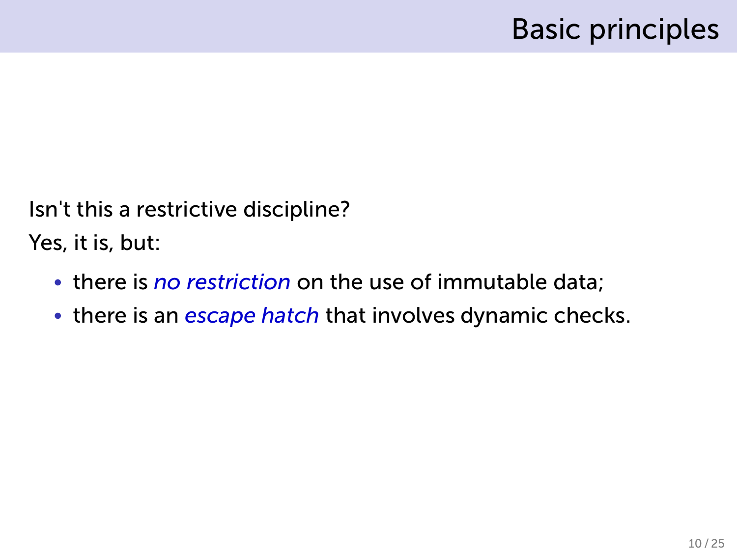# Basic principles

Isn't this a restrictive discipline?

Yes, it is, but:

- there is *no restriction* on the use of immutable data;
- there is an *escape hatch* that involves dynamic checks.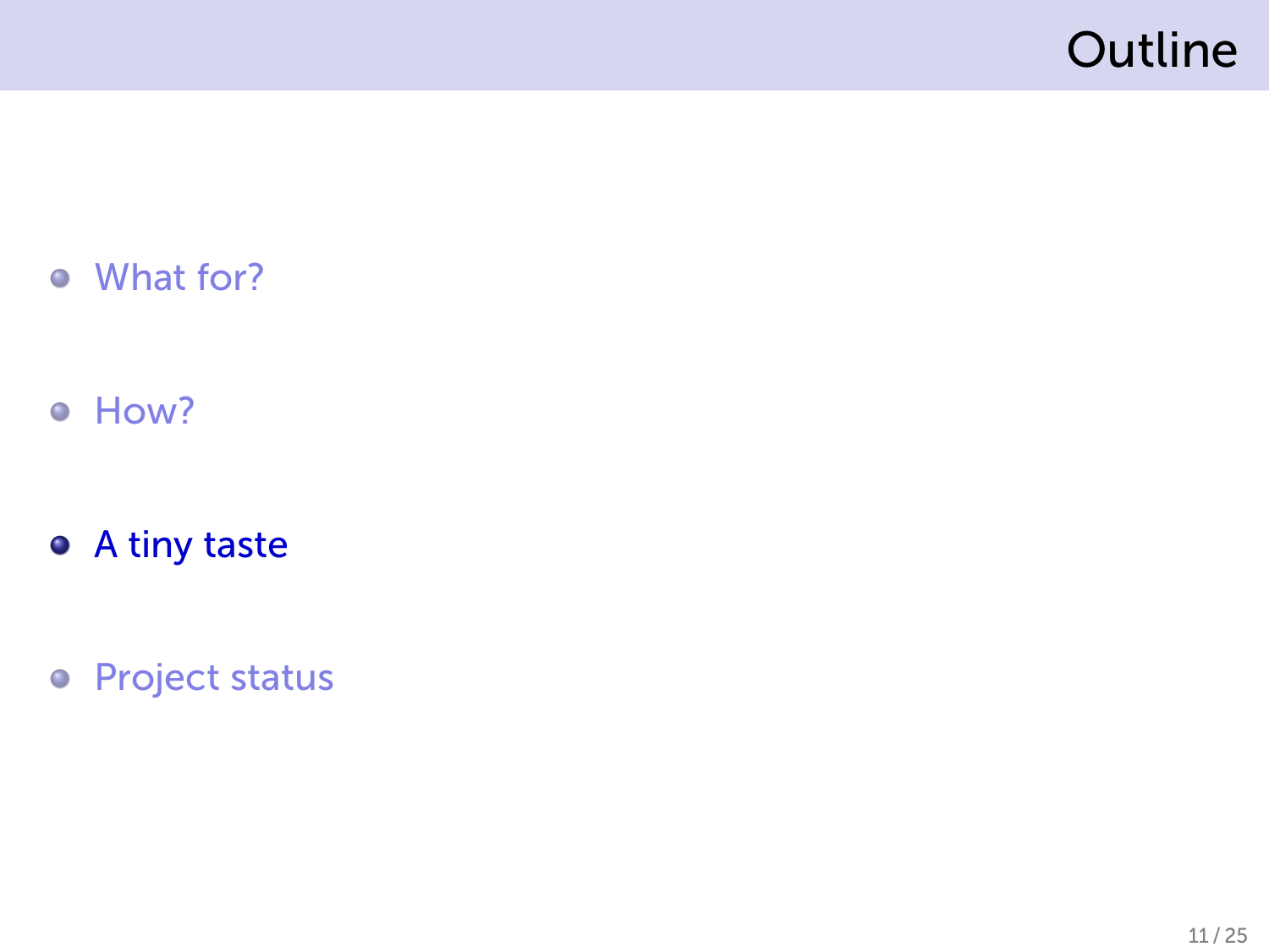# Outline

- What for?
- How?
- **A tiny taste**
- Project status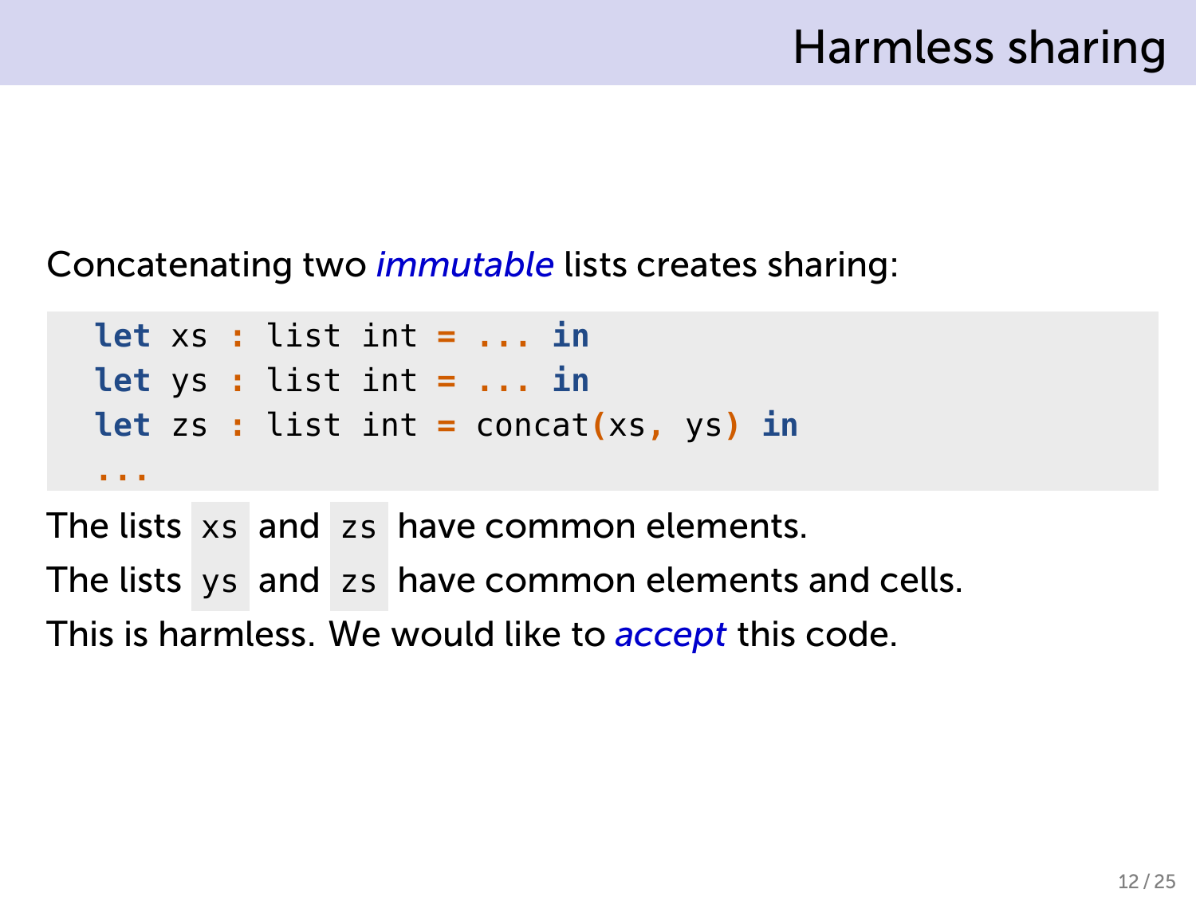# Harmless sharing

Concatenating two *immutable* lists creates sharing:

```
let xs : list int = ... in
let ys : list int = ... in
let zs : list int = concat(xs, ys) in
...
```

The lists `xs` and `zs` have common elements.

The lists `ys` and `zs` have common elements and cells.

This is harmless. We would like to *accept* this code.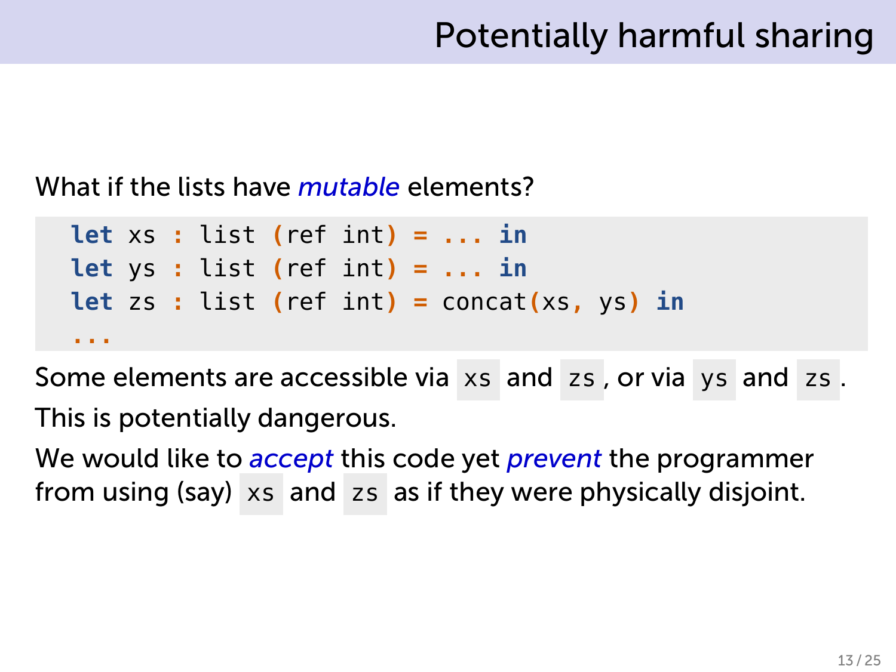# Potentially harmful sharing

What if the lists have *mutable* elements?

```
let xs : list (ref int) = ... in
let ys : list (ref int) = ... in
let zs : list (ref int) = concat(xs, ys) in
...
```

Some elements are accessible via `xs` and `zs`, or via `ys` and `zs`.

This is potentially dangerous.

We would like to *accept* this code yet *prevent* the programmer from using (say) `xs` and `zs` as if they were physically disjoint.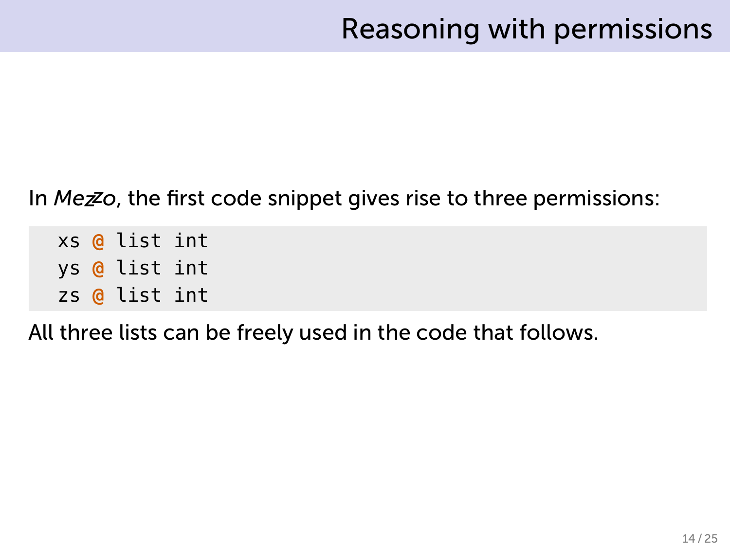# Reasoning with permissions

In *Mezzo*, the first code snippet gives rise to three permissions:

```
xs @ list int
ys @ list int
zs @ list int
```

All three lists can be freely used in the code that follows.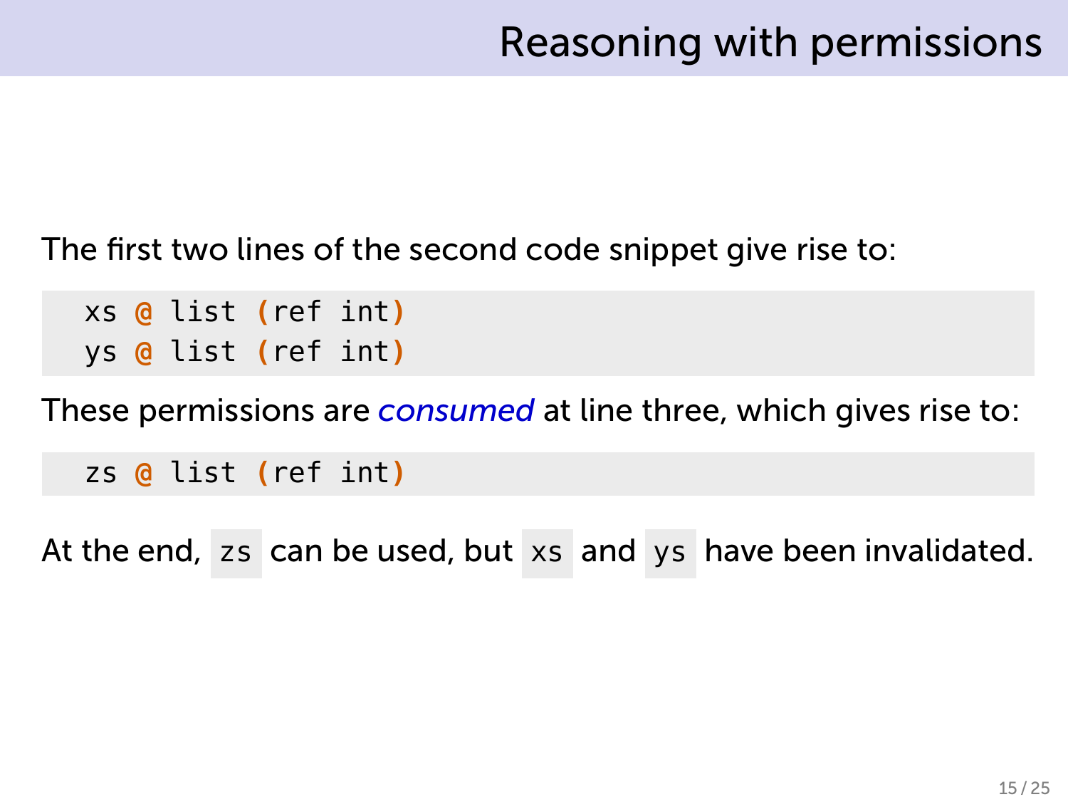# Reasoning with permissions

The first two lines of the second code snippet give rise to:

```
xs @ list (ref int)
ys @ list (ref int)
```

These permissions are *consumed* at line three, which gives rise to:

```
zs @ list (ref int)
```

At the end, `zs` can be used, but `xs` and `ys` have been invalidated.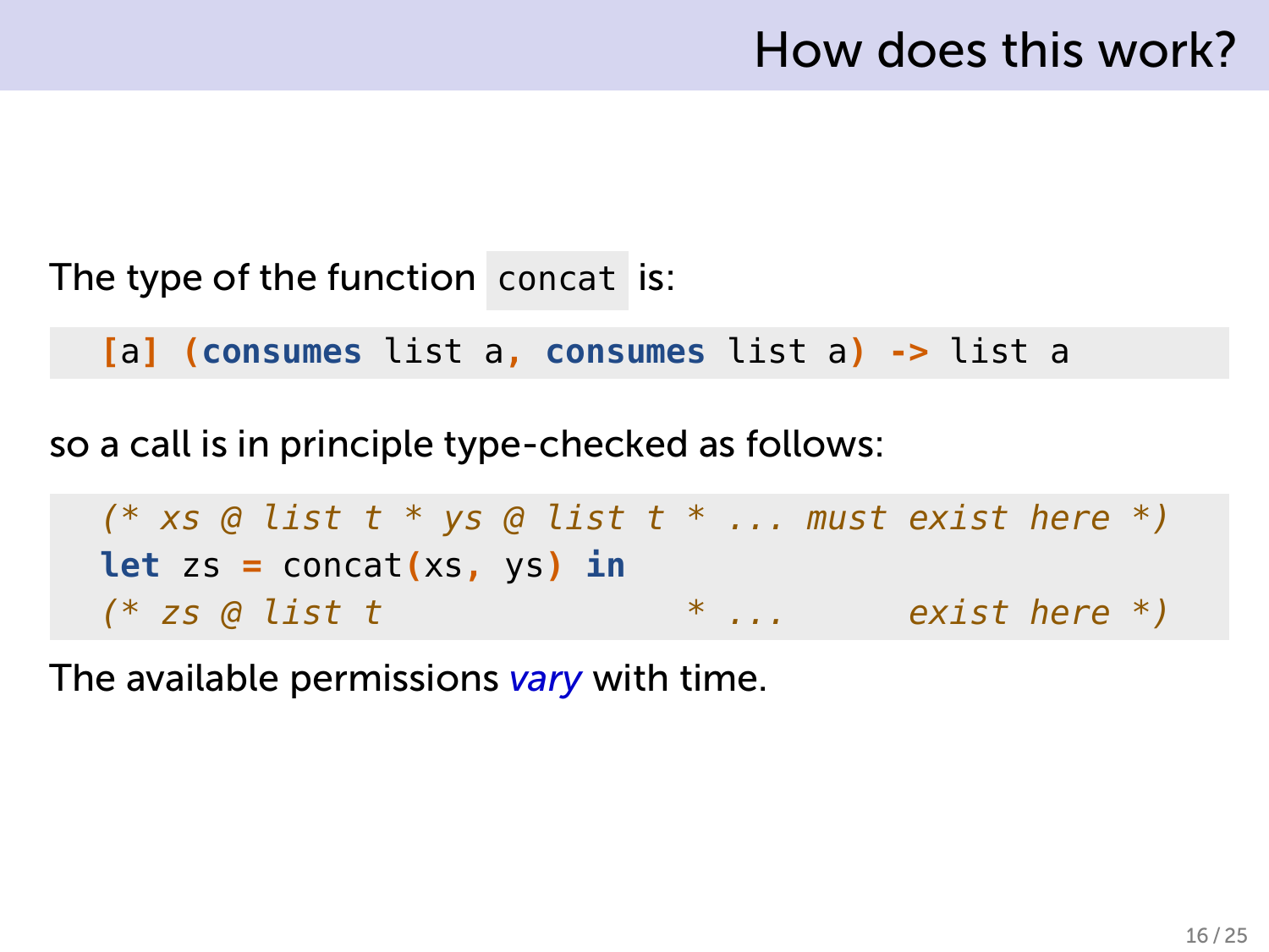## How does this work?

The type of the function `concat` is:

```
[a] (consumes list a, consumes list a) -> list a
```

so a call is in principle type-checked as follows:

```
(* xs @ list t * ys @ list t * ... must exist here *)
let zs = concat(xs, ys) in
(* zs @ list t                 * ...      exist here *)
```

The available permissions *vary* with time.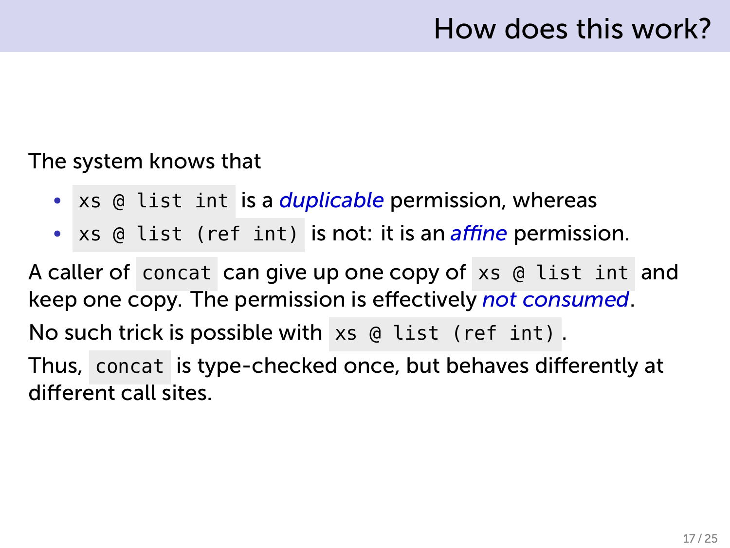# How does this work?

The system knows that

- `xs @ list int` is a *duplicable* permission, whereas
- `xs @ list (ref int)` is not: it is an *affine* permission.

A caller of `concat` can give up one copy of `xs @ list int` and keep one copy. The permission is effectively *not consumed*.

No such trick is possible with `xs @ list (ref int)`.

Thus, `concat` is type-checked once, but behaves differently at different call sites.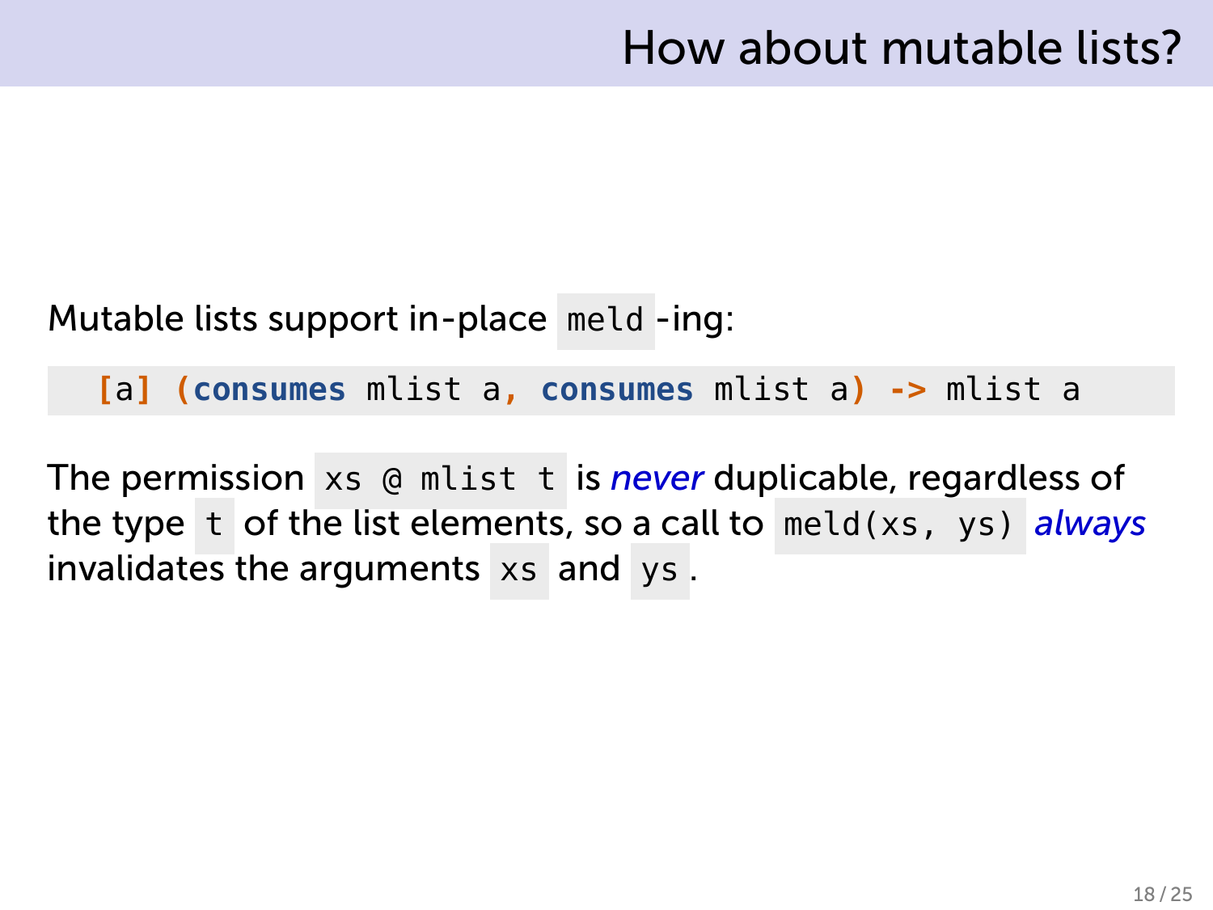# How about mutable lists?

Mutable lists support in-place `meld`-ing:

```
[a] (consumes mlist a, consumes mlist a) -> mlist a
```

The permission `xs @ mlist t` is *never* duplicable, regardless of the type `t` of the list elements, so a call to `meld(xs, ys)` *always* invalidates the arguments `xs` and `ys`.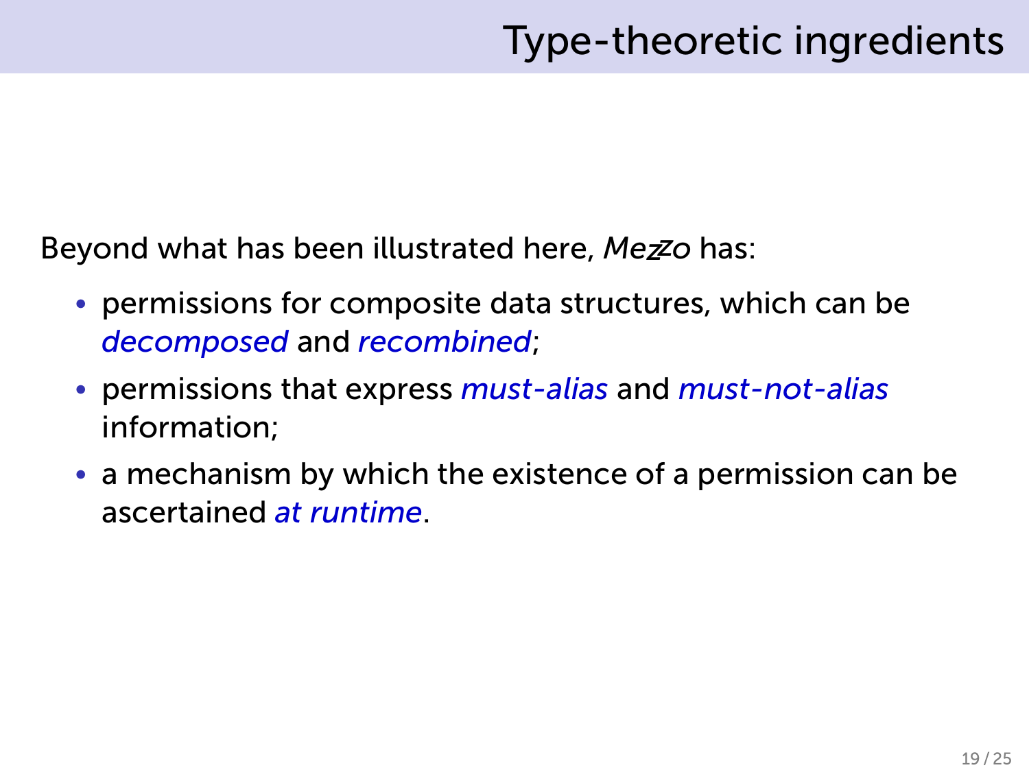# Type-theoretic ingredients

Beyond what has been illustrated here, *Mezzo* has:

- permissions for composite data structures, which can be *decomposed* and *recombined*;
- permissions that express *must-alias* and *must-not-alias* information;
- a mechanism by which the existence of a permission can be ascertained *at runtime*.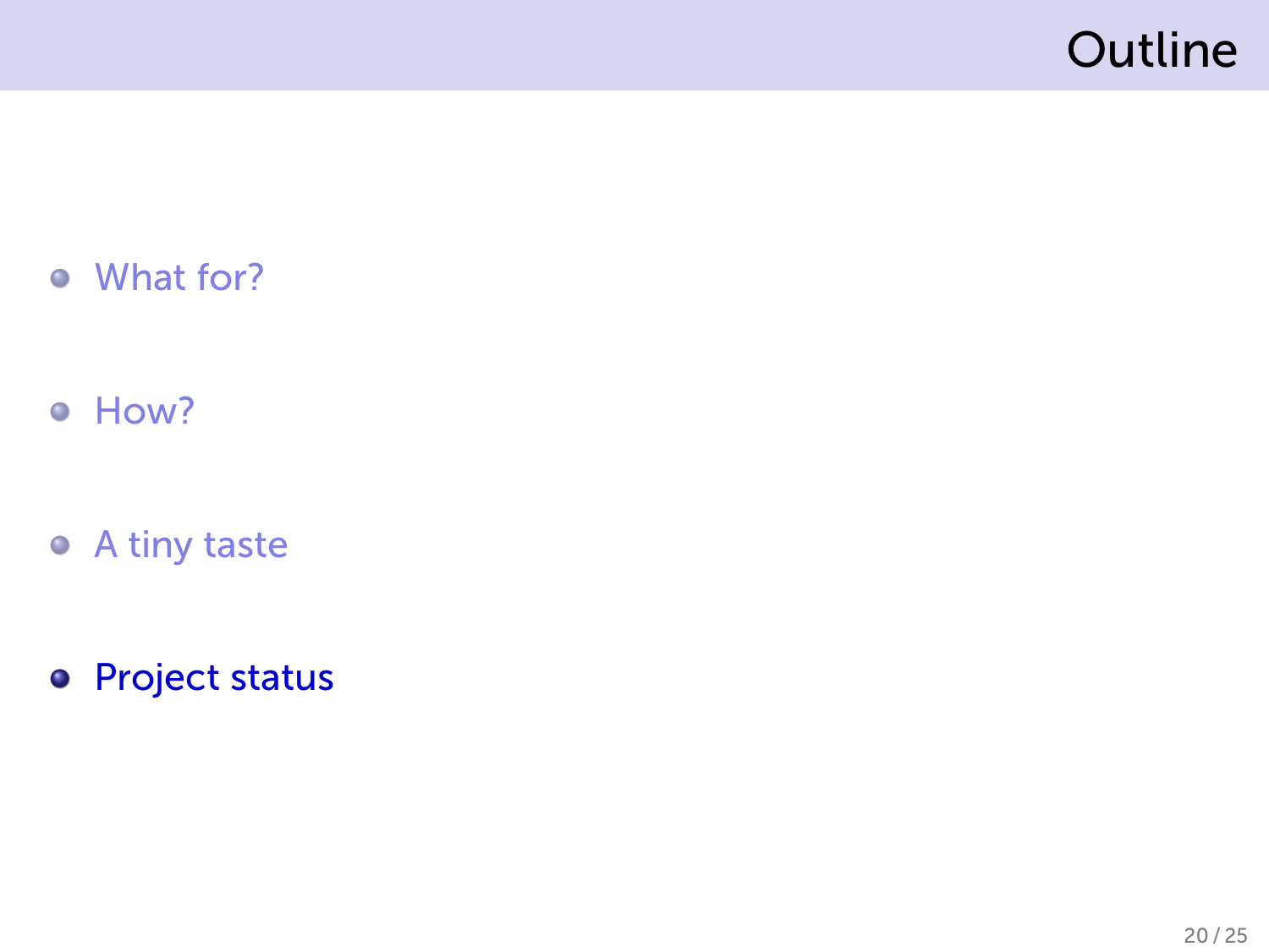# Outline

- What for?
- How?
- A tiny taste
- **Project status**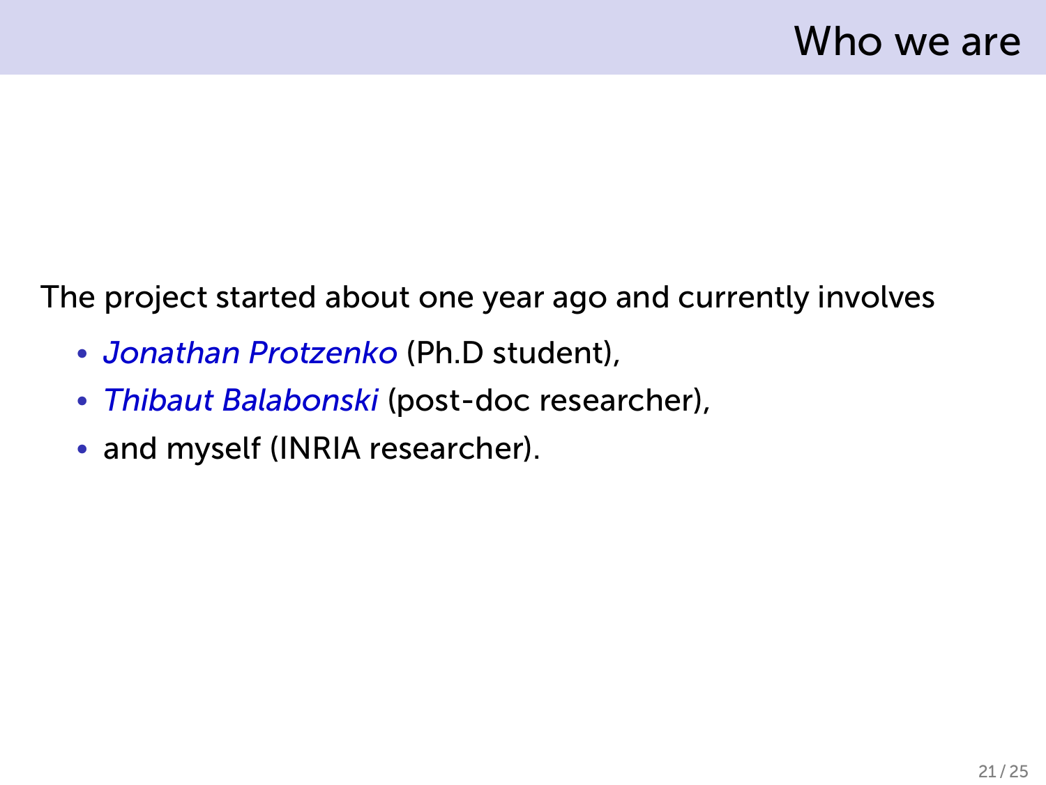# Who we are

The project started about one year ago and currently involves

- *Jonathan Protzenko* (Ph.D student),
- *Thibaut Balabonski* (post-doc researcher),
- and myself (INRIA researcher).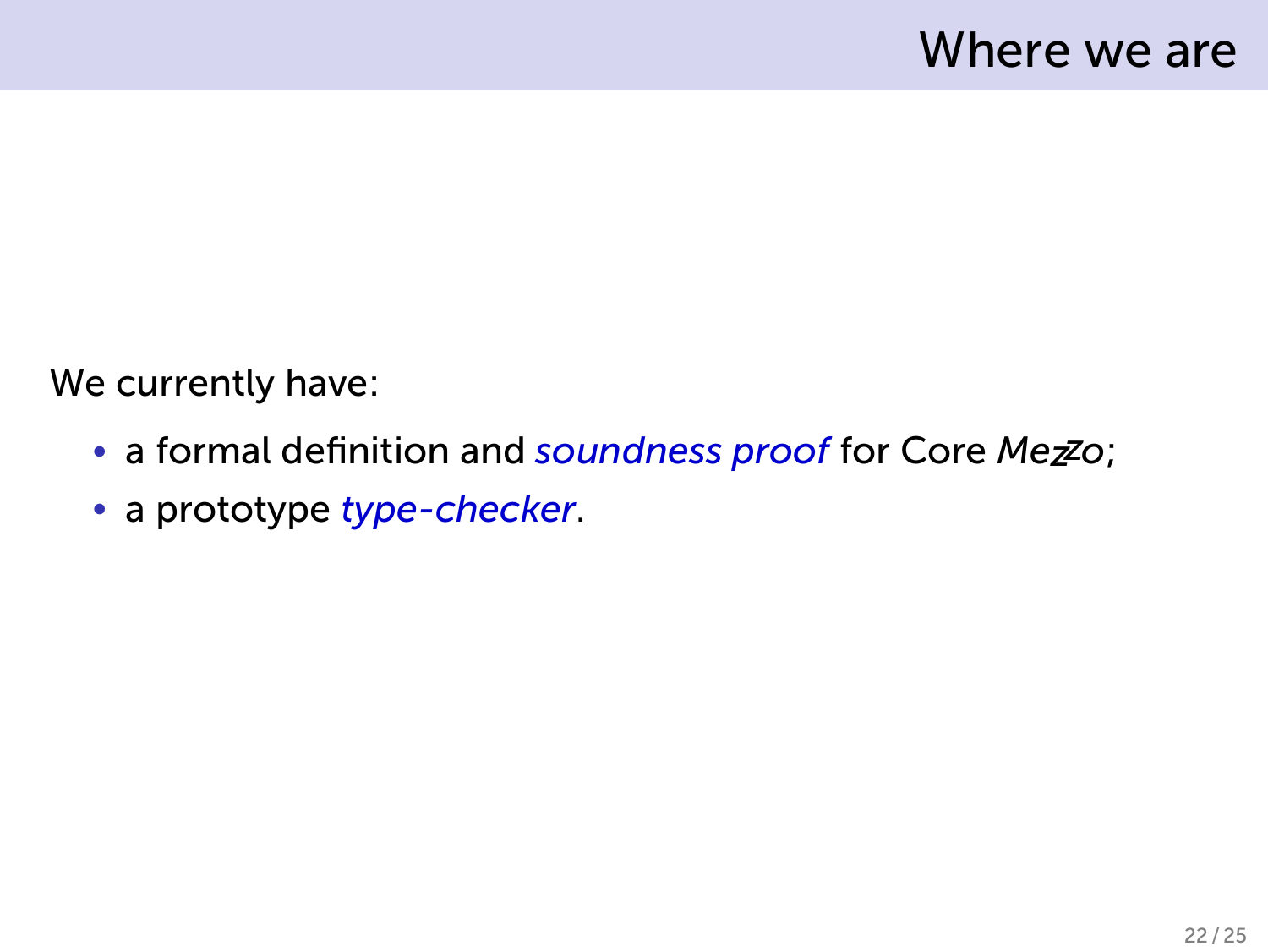# Where we are

We currently have:

- a formal definition and *soundness proof* for Core *Mezzo*;
- a prototype *type-checker*.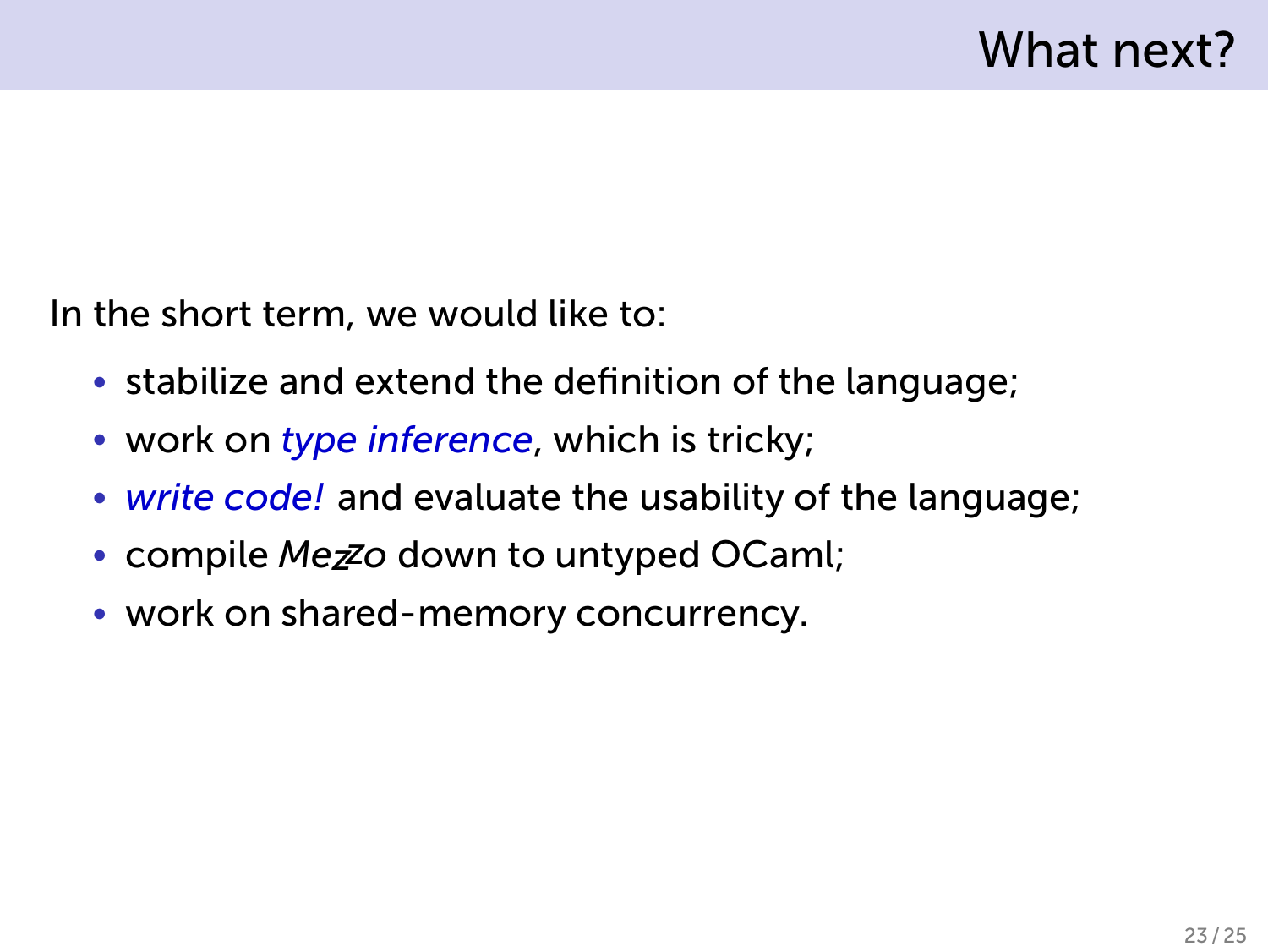# What next?

In the short term, we would like to:

- stabilize and extend the definition of the language;
- work on *type inference*, which is tricky;
- *write code!* and evaluate the usability of the language;
- compile *Mezzo* down to untyped OCaml;
- work on shared-memory concurrency.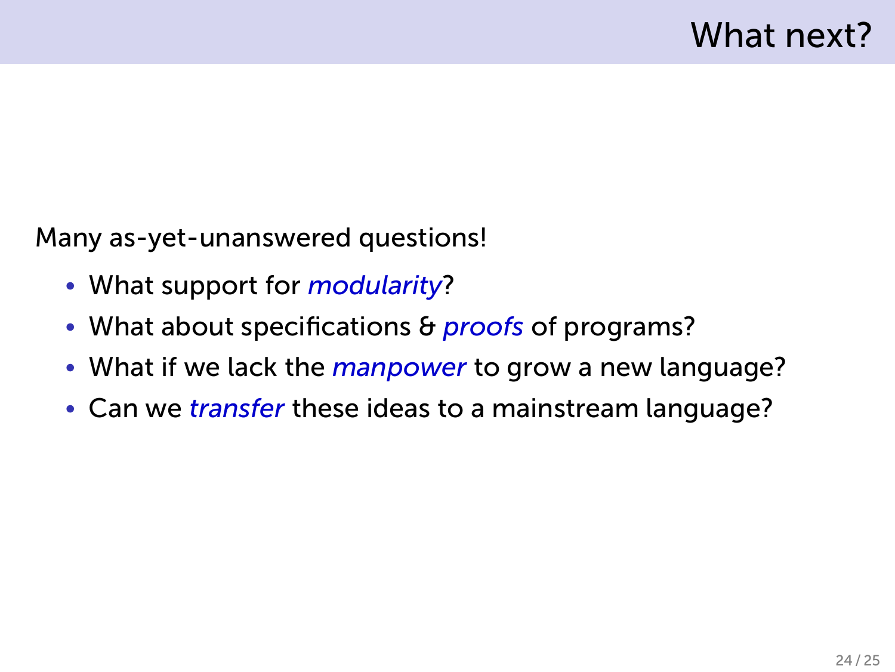# What next?

Many as-yet-unanswered questions!

- What support for *modularity*?
- What about specifications & *proofs* of programs?
- What if we lack the *manpower* to grow a new language?
- Can we *transfer* these ideas to a mainstream language?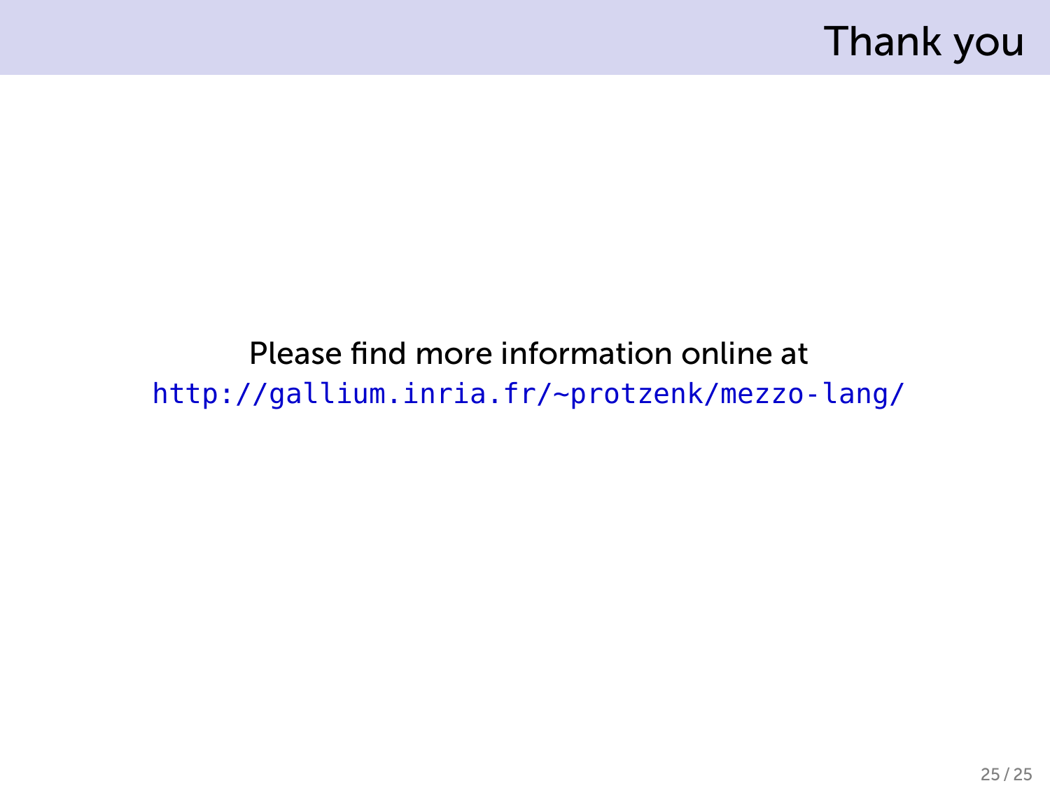# Thank you

Please find more information online at
http://gallium.inria.fr/~protzenk/mezzo-lang/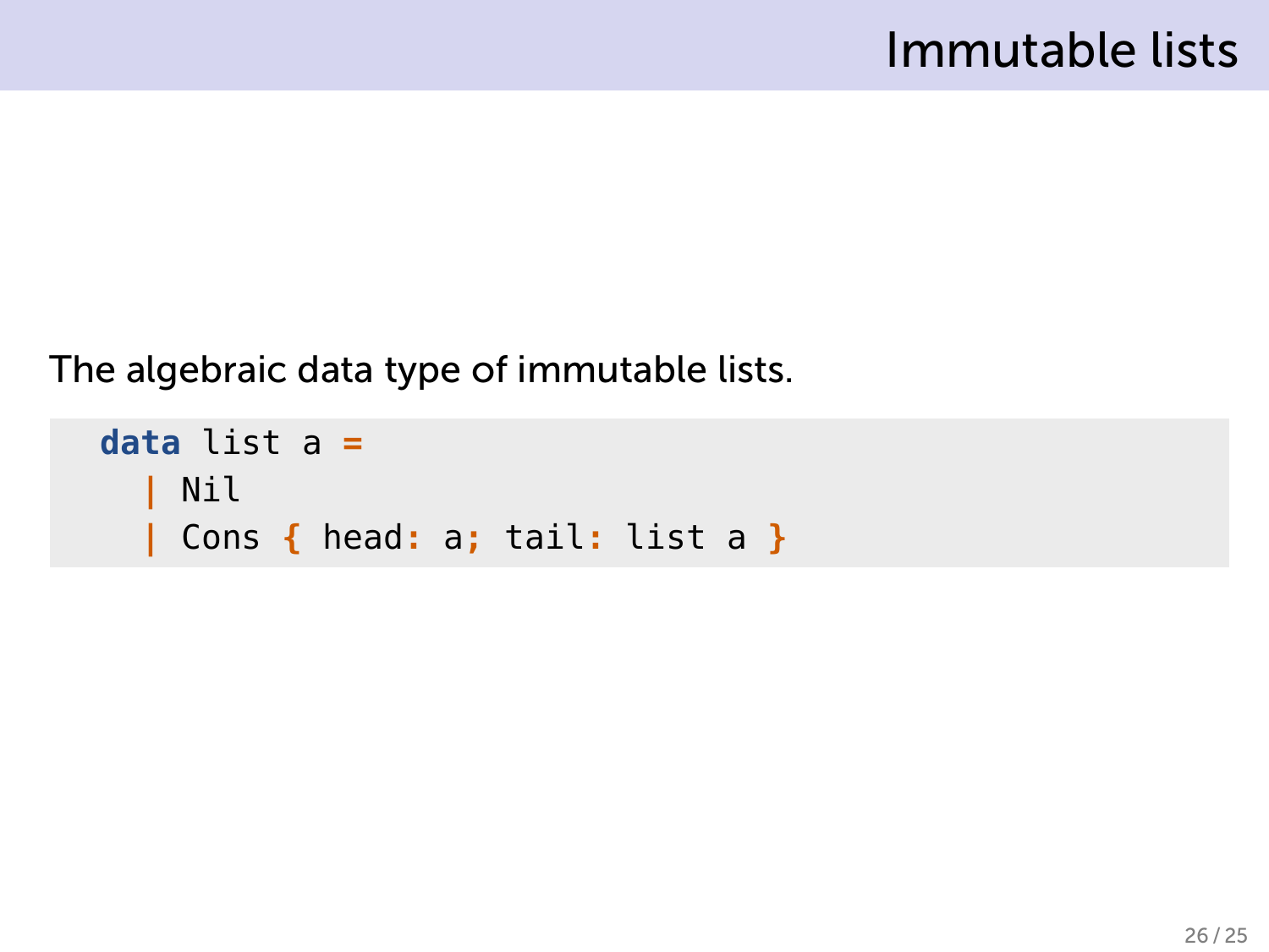# Immutable lists

The algebraic data type of immutable lists.

```
data list a =
  | Nil
  | Cons { head: a; tail: list a }
```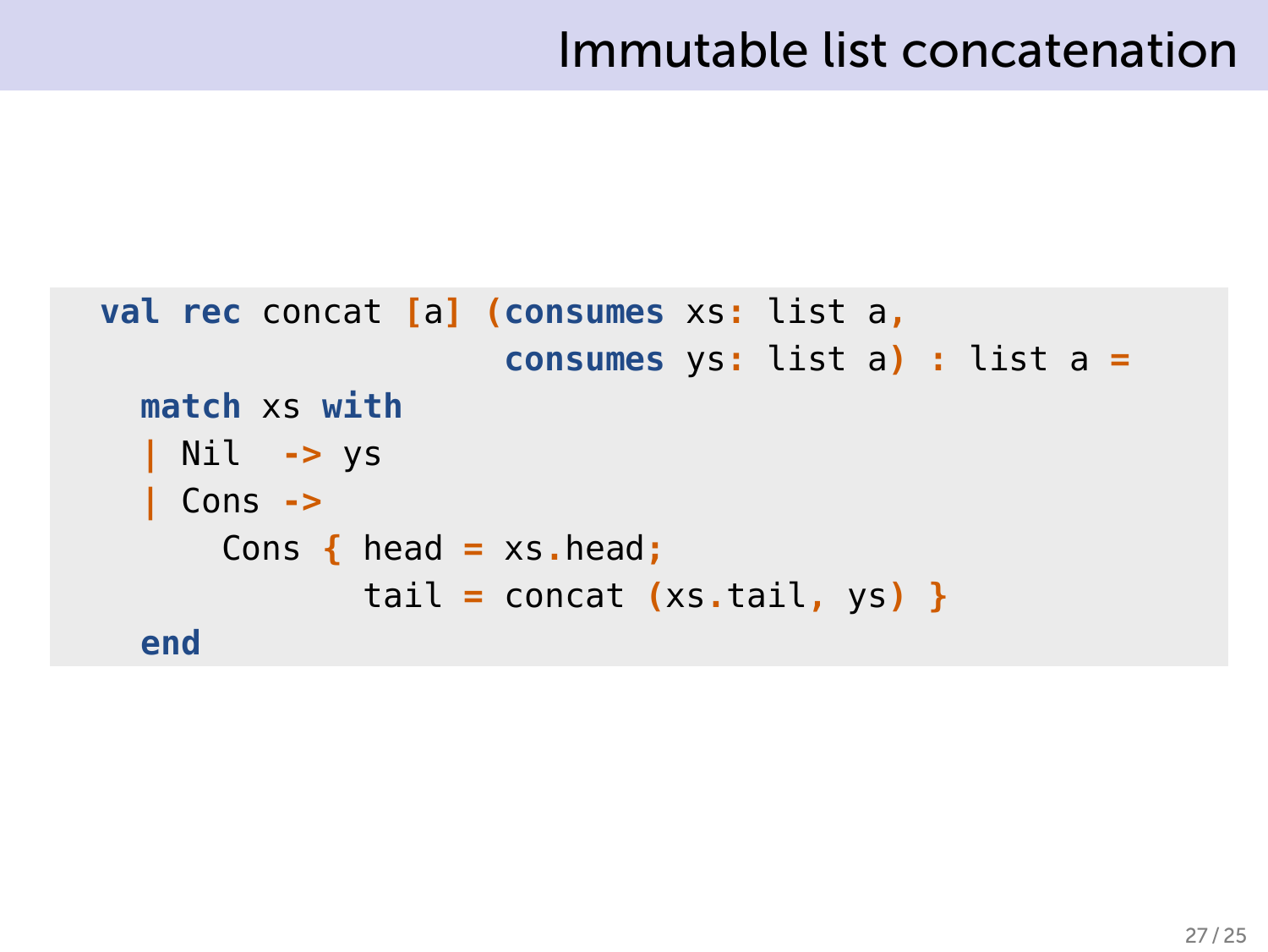# Immutable list concatenation

```
val rec concat [a] (consumes xs: list a,
                    consumes ys: list a) : list a =
  match xs with
  | Nil  -> ys
  | Cons ->
      Cons { head = xs.head;
             tail = concat (xs.tail, ys) }
  end
```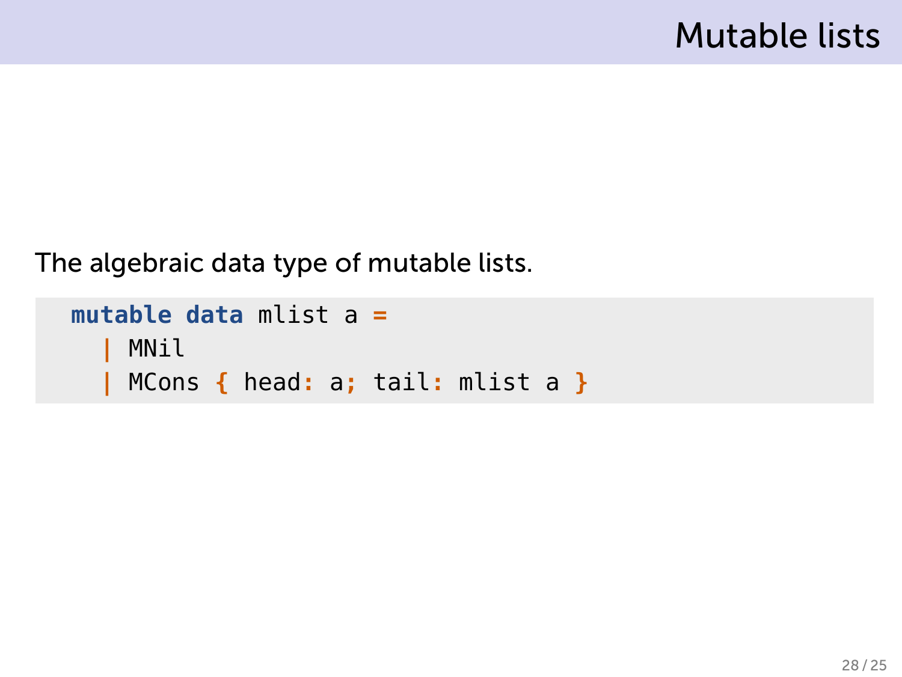# Mutable lists

The algebraic data type of mutable lists.

```
mutable data mlist a =
  | MNil
  | MCons { head: a; tail: mlist a }
```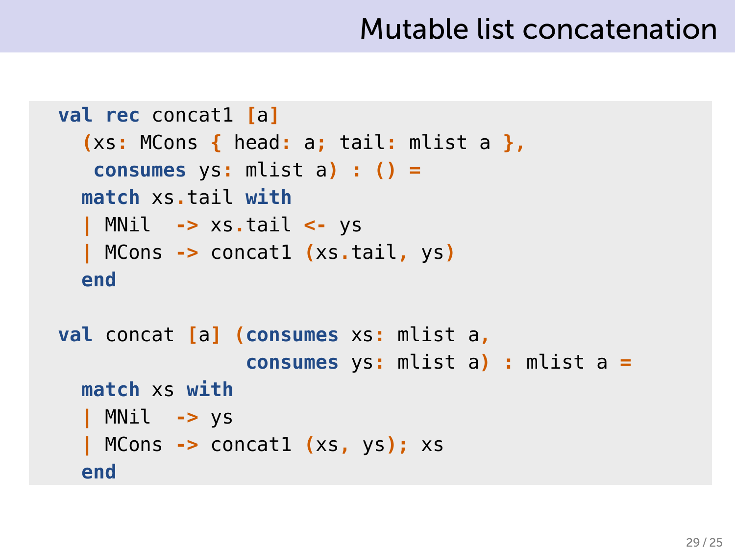# Mutable list concatenation

```
val rec concat1 [a]
  (xs: MCons { head: a; tail: mlist a },
   consumes ys: mlist a) : () =
  match xs.tail with
  | MNil  -> xs.tail <- ys
  | MCons -> concat1 (xs.tail, ys)
  end

val concat [a] (consumes xs: mlist a,
                consumes ys: mlist a) : mlist a =
  match xs with
  | MNil  -> ys
  | MCons -> concat1 (xs, ys); xs
  end
```